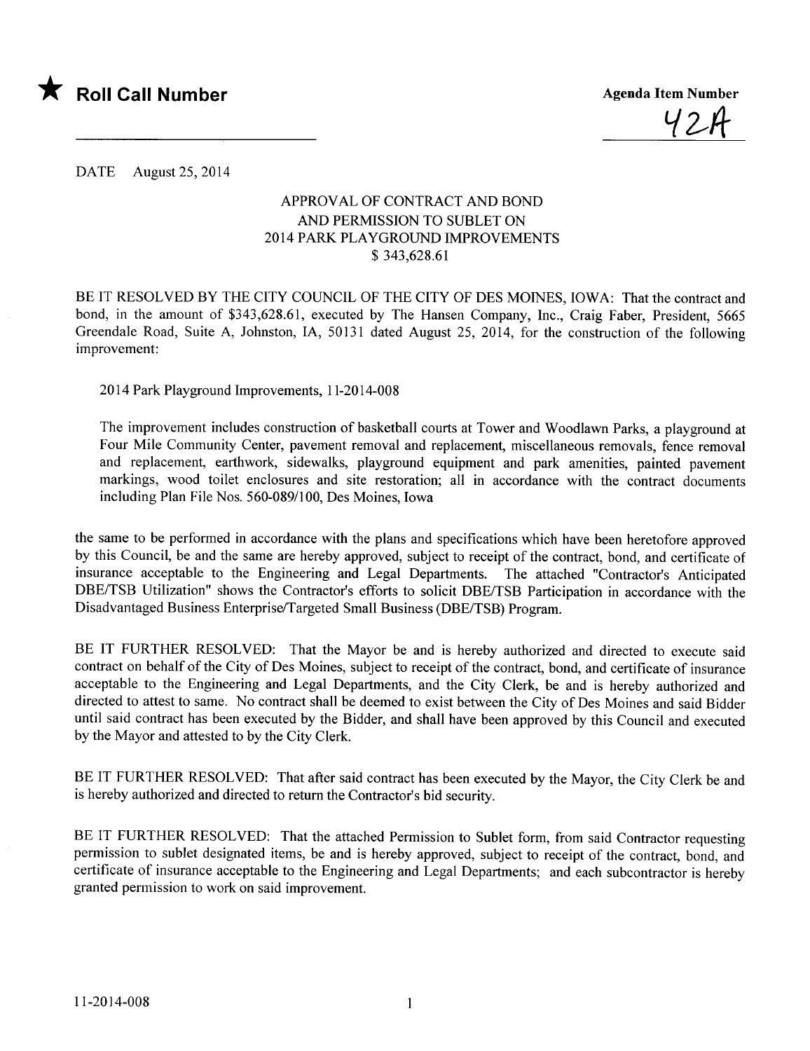★ **Roll Call Number**

**Agenda Item Number**

42A

DATE August 25, 2014

## APPROVAL OF CONTRACT AND BOND AND PERMISSION TO SUBLET ON 2014 PARK PLAYGROUND IMPROVEMENTS $ 343,628.61

BE IT RESOLVED BY THE CITY COUNCIL OF THE CITY OF DES MOINES, IOWA: That the contract and bond, in the amount of $343,628.61, executed by The Hansen Company, Inc., Craig Faber, President, 5665 Greendale Road, Suite A, Johnston, IA, 50131 dated August 25, 2014, for the construction of the following improvement:

2014 Park Playground Improvements, 11-2014-008

The improvement includes construction of basketball courts at Tower and Woodlawn Parks, a playground at Four Mile Community Center, pavement removal and replacement, miscellaneous removals, fence removal and replacement, earthwork, sidewalks, playground equipment and park amenities, painted pavement markings, wood toilet enclosures and site restoration; all in accordance with the contract documents including Plan File Nos. 560-089/100, Des Moines, Iowa

the same to be performed in accordance with the plans and specifications which have been heretofore approved by this Council, be and the same are hereby approved, subject to receipt of the contract, bond, and certificate of insurance acceptable to the Engineering and Legal Departments. The attached "Contractor's Anticipated DBE/TSB Utilization" shows the Contractor's efforts to solicit DBE/TSB Participation in accordance with the Disadvantaged Business Enterprise/Targeted Small Business (DBE/TSB) Program.

BE IT FURTHER RESOLVED: That the Mayor be and is hereby authorized and directed to execute said contract on behalf of the City of Des Moines, subject to receipt of the contract, bond, and certificate of insurance acceptable to the Engineering and Legal Departments, and the City Clerk, be and is hereby authorized and directed to attest to same. No contract shall be deemed to exist between the City of Des Moines and said Bidder until said contract has been executed by the Bidder, and shall have been approved by this Council and executed by the Mayor and attested to by the City Clerk.

BE IT FURTHER RESOLVED: That after said contract has been executed by the Mayor, the City Clerk be and is hereby authorized and directed to return the Contractor's bid security.

BE IT FURTHER RESOLVED: That the attached Permission to Sublet form, from said Contractor requesting permission to sublet designated items, be and is hereby approved, subject to receipt of the contract, bond, and certificate of insurance acceptable to the Engineering and Legal Departments; and each subcontractor is hereby granted permission to work on said improvement.

11-2014-008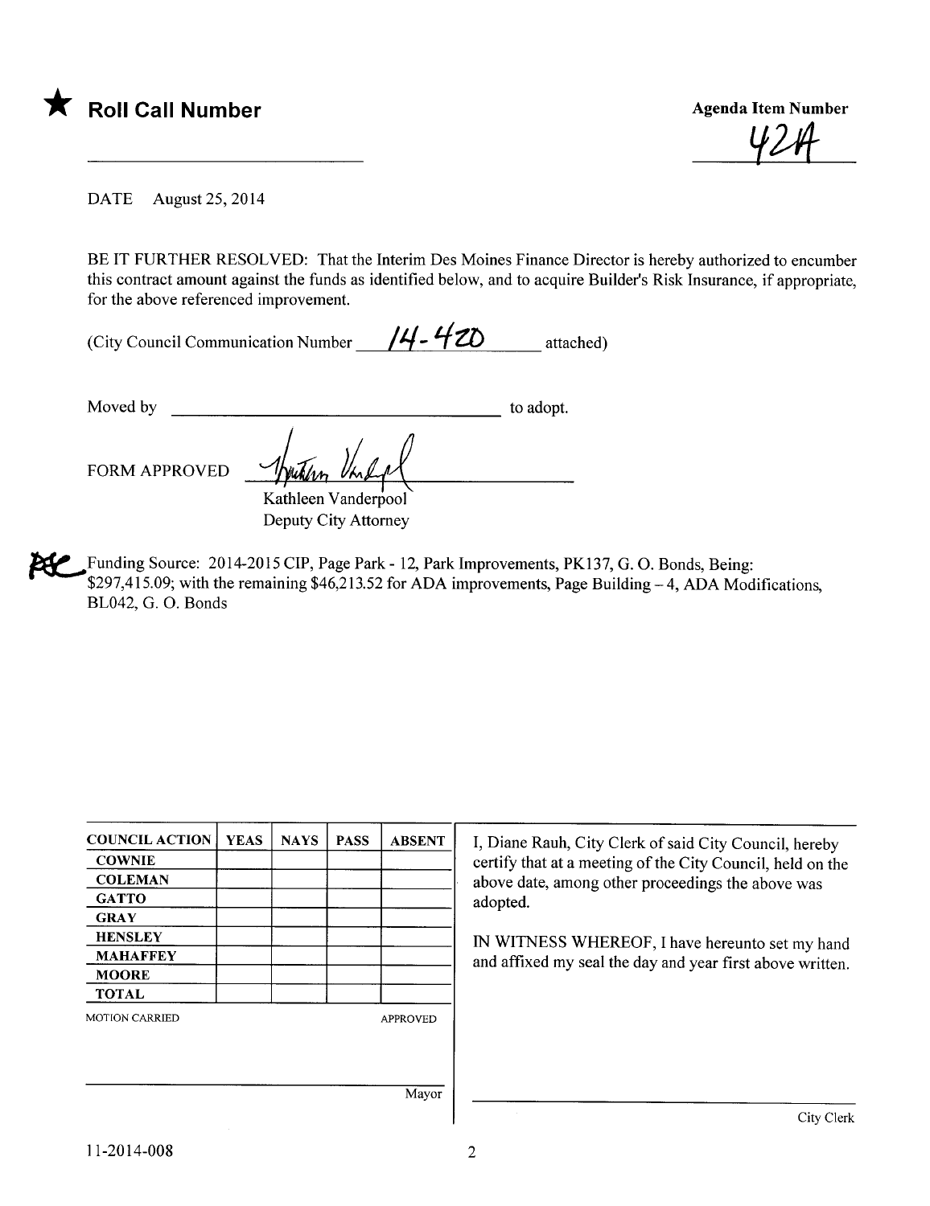★ **Roll Call Number**

**Agenda Item Number**

42A

DATE August 25, 2014

BE IT FURTHER RESOLVED: That the Interim Des Moines Finance Director is hereby authorized to encumber this contract amount against the funds as identified below, and to acquire Builder's Risk Insurance, if appropriate, for the above referenced improvement.

(City Council Communication Number 14-420 attached)

Moved by ______________________ to adopt.

FORM APPROVED

Kathleen Vanderpool
Deputy City Attorney

Funding Source: 2014-2015 CIP, Page Park - 12, Park Improvements, PK137, G. O. Bonds, Being: $297,415.09; with the remaining $46,213.52 for ADA improvements, Page Building – 4, ADA Modifications, BL042, G. O. Bonds

| COUNCIL ACTION | YEAS | NAYS | PASS | ABSENT |
|---|---|---|---|---|
| COWNIE | | | | |
| COLEMAN | | | | |
| GATTO | | | | |
| GRAY | | | | |
| HENSLEY | | | | |
| MAHAFFEY | | | | |
| MOORE | | | | |
| TOTAL | | | | |

MOTION CARRIED APPROVED

Mayor

I, Diane Rauh, City Clerk of said City Council, hereby certify that at a meeting of the City Council, held on the above date, among other proceedings the above was adopted.

IN WITNESS WHEREOF, I have hereunto set my hand and affixed my seal the day and year first above written.

City Clerk

11-2014-008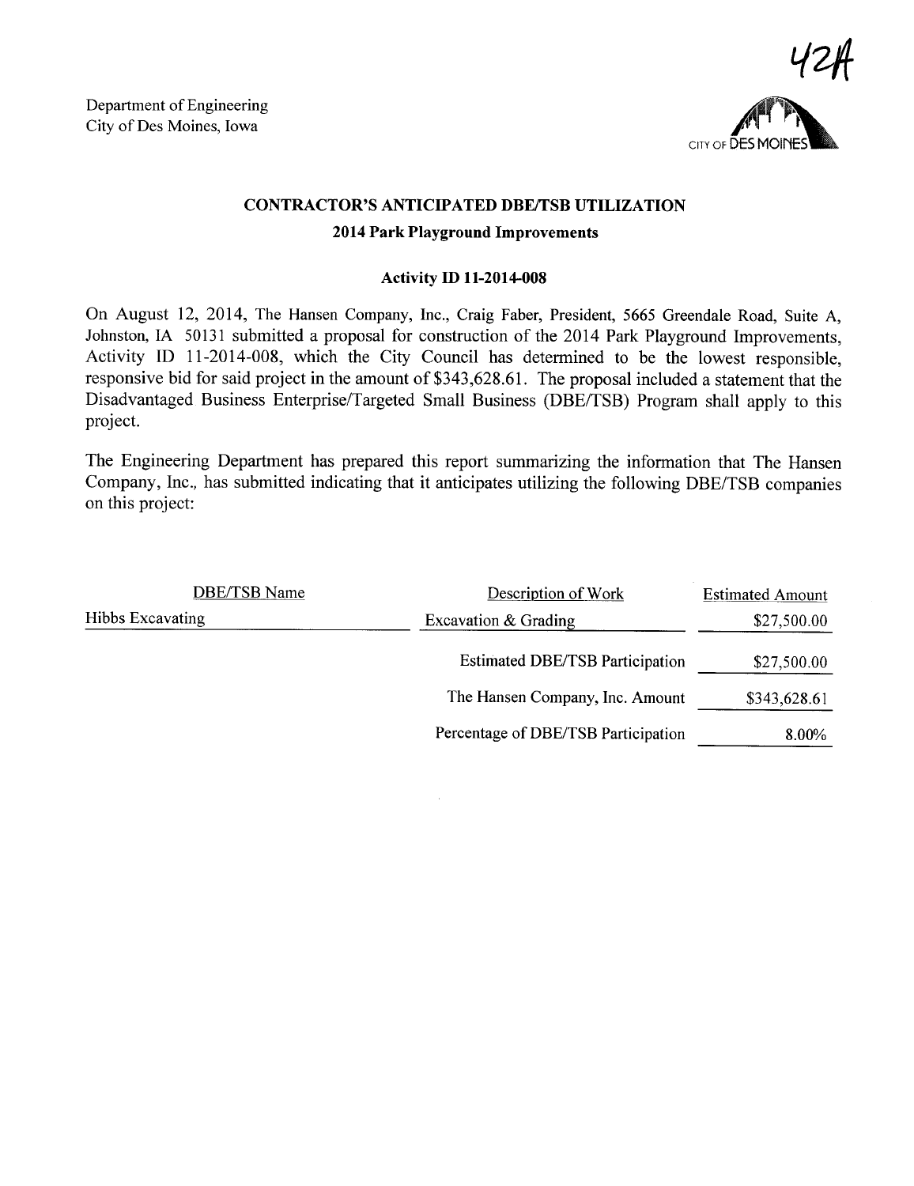42H

Department of Engineering
City of Des Moines, Iowa

CITY OF DES MOINES

## CONTRACTOR'S ANTICIPATED DBE/TSB UTILIZATION

### 2014 Park Playground Improvements

**Activity ID 11-2014-008**

On August 12, 2014, The Hansen Company, Inc., Craig Faber, President, 5665 Greendale Road, Suite A, Johnston, IA 50131 submitted a proposal for construction of the 2014 Park Playground Improvements, Activity ID 11-2014-008, which the City Council has determined to be the lowest responsible, responsive bid for said project in the amount of $343,628.61. The proposal included a statement that the Disadvantaged Business Enterprise/Targeted Small Business (DBE/TSB) Program shall apply to this project.

The Engineering Department has prepared this report summarizing the information that The Hansen Company, Inc., has submitted indicating that it anticipates utilizing the following DBE/TSB companies on this project:

| DBE/TSB Name | Description of Work | Estimated Amount |
|---|---|---|
| Hibbs Excavating | Excavation & Grading | $27,500.00 |
| | Estimated DBE/TSB Participation | $27,500.00 |
| | The Hansen Company, Inc. Amount | $343,628.61 |
| | Percentage of DBE/TSB Participation | 8.00% |